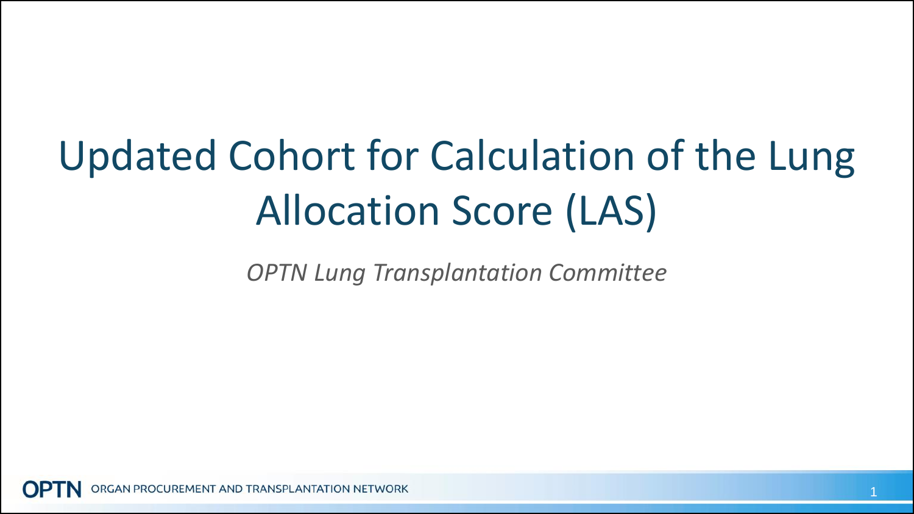# Updated Cohort for Calculation of the Lung Allocation Score (LAS)

*OPTN Lung Transplantation Committee*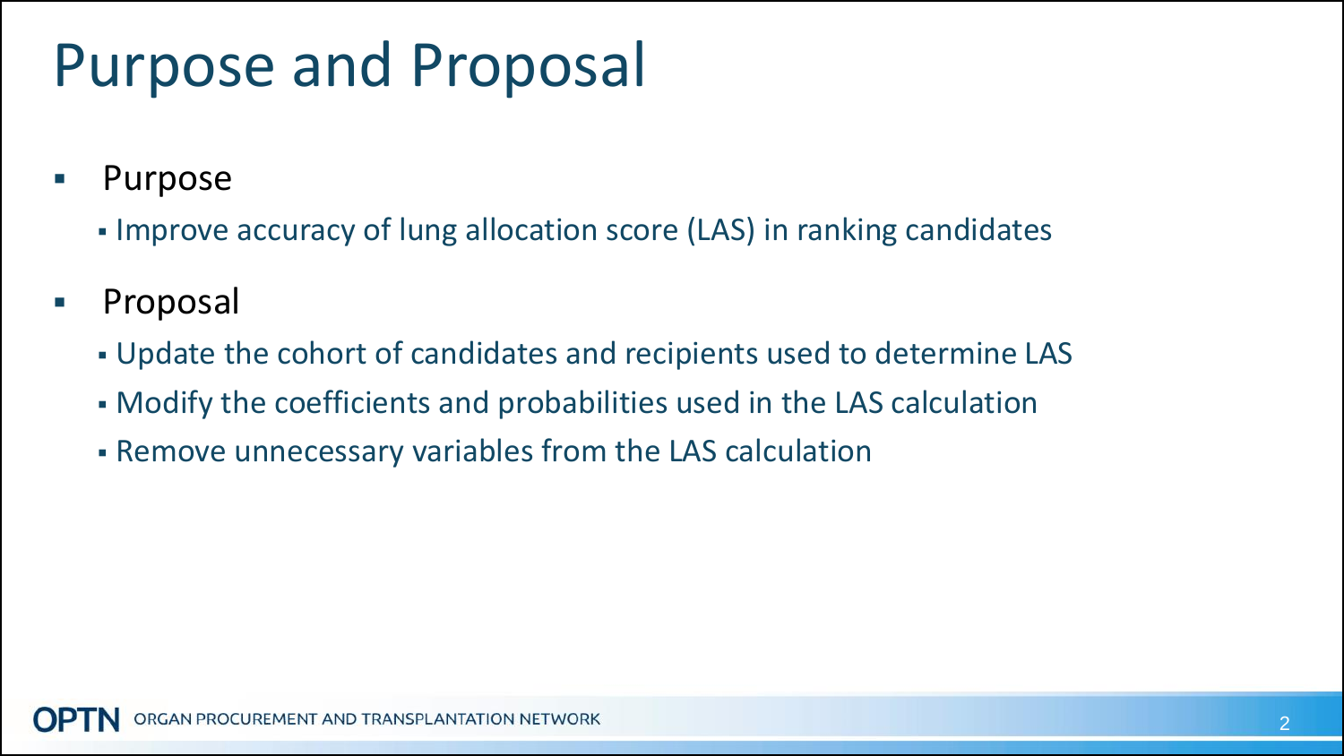# Purpose and Proposal

- Purpose
  - Improve accuracy of lung allocation score (LAS) in ranking candidates
- Proposal
  - Update the cohort of candidates and recipients used to determine LAS
  - Modify the coefficients and probabilities used in the LAS calculation
  - Remove unnecessary variables from the LAS calculation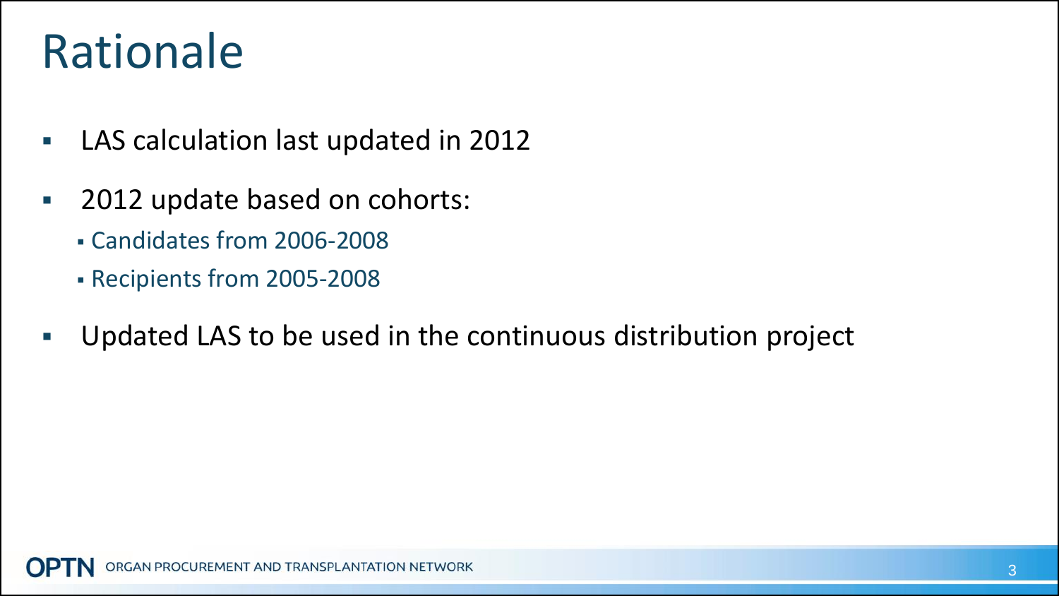# Rationale

- LAS calculation last updated in 2012
- 2012 update based on cohorts:
  - Candidates from 2006-2008
  - Recipients from 2005-2008
- Updated LAS to be used in the continuous distribution project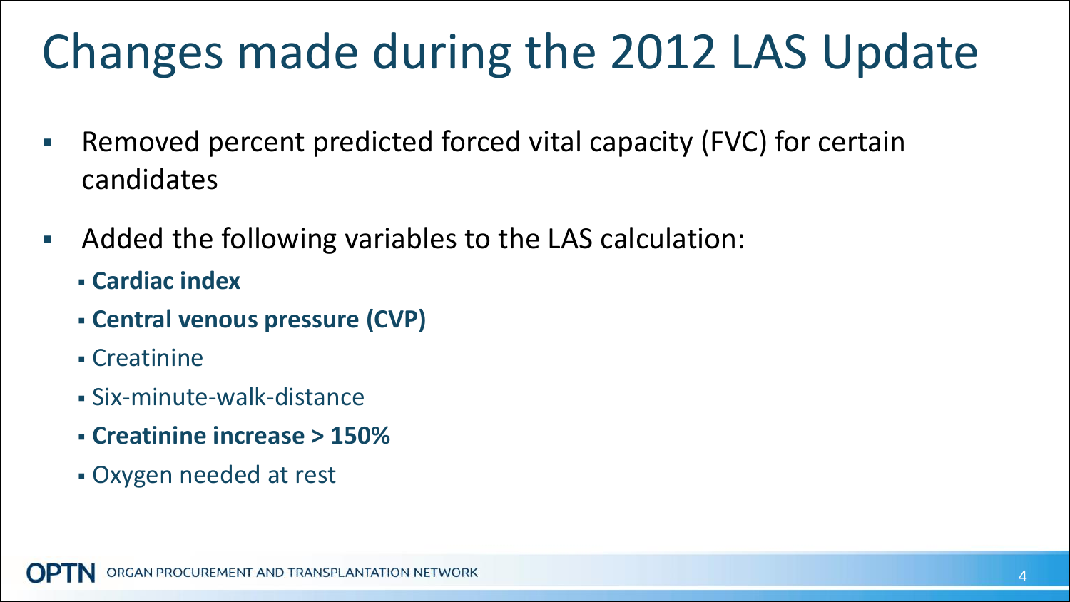# Changes made during the 2012 LAS Update

- Removed percent predicted forced vital capacity (FVC) for certain candidates
- Added the following variables to the LAS calculation:
  - **Cardiac index**
  - **Central venous pressure (CVP)**
  - Creatinine
  - Six-minute-walk-distance
  - **Creatinine increase > 150%**
  - Oxygen needed at rest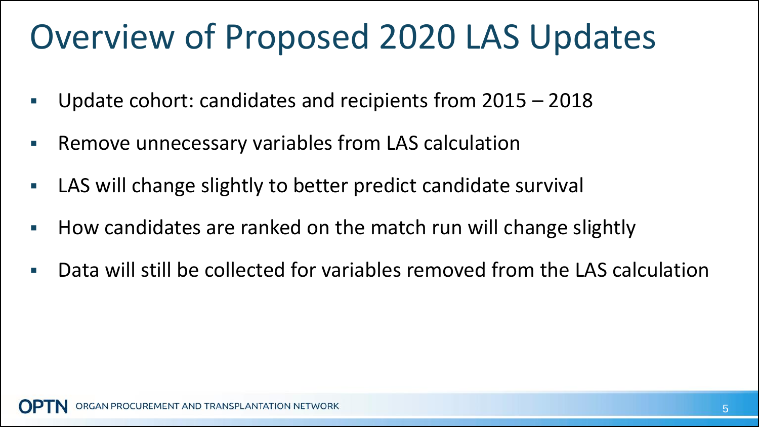# Overview of Proposed 2020 LAS Updates

- Update cohort: candidates and recipients from 2015 – 2018
- Remove unnecessary variables from LAS calculation
- LAS will change slightly to better predict candidate survival
- How candidates are ranked on the match run will change slightly
- Data will still be collected for variables removed from the LAS calculation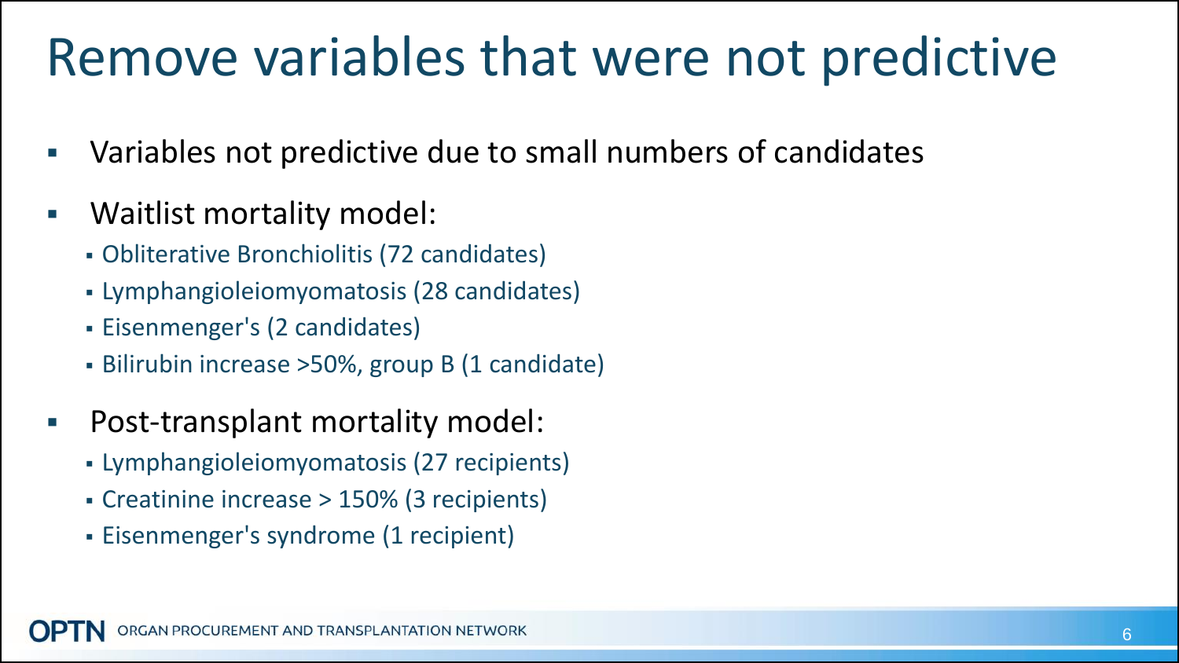# Remove variables that were not predictive

- Variables not predictive due to small numbers of candidates
- Waitlist mortality model:
  - Obliterative Bronchiolitis (72 candidates)
  - Lymphangioleiomyomatosis (28 candidates)
  - Eisenmenger's (2 candidates)
  - Bilirubin increase >50%, group B (1 candidate)
- Post-transplant mortality model:
  - Lymphangioleiomyomatosis (27 recipients)
  - Creatinine increase > 150% (3 recipients)
  - Eisenmenger's syndrome (1 recipient)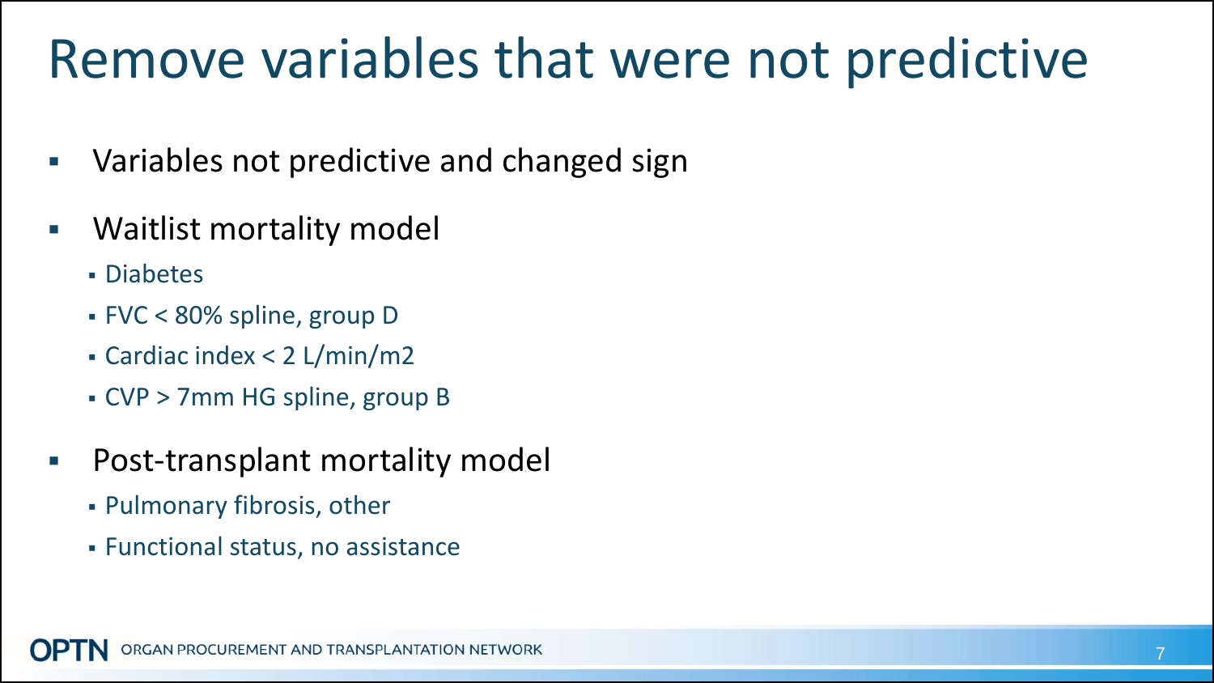# Remove variables that were not predictive

- Variables not predictive and changed sign
- Waitlist mortality model
  - Diabetes
  - FVC < 80% spline, group D
  - Cardiac index < 2 L/min/m2
  - CVP > 7mm HG spline, group B
- Post-transplant mortality model
  - Pulmonary fibrosis, other
  - Functional status, no assistance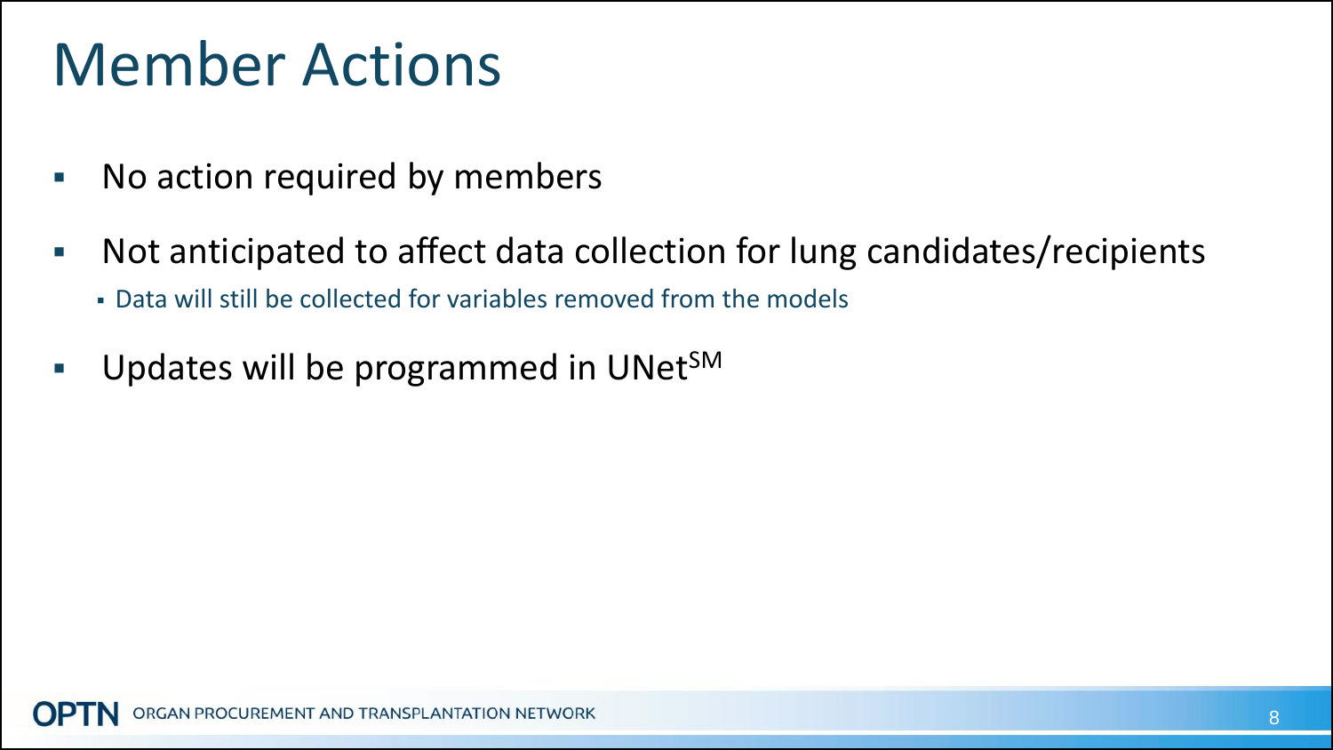# Member Actions

- No action required by members
- Not anticipated to affect data collection for lung candidates/recipients
  - Data will still be collected for variables removed from the models
- Updates will be programmed in UNet[SM]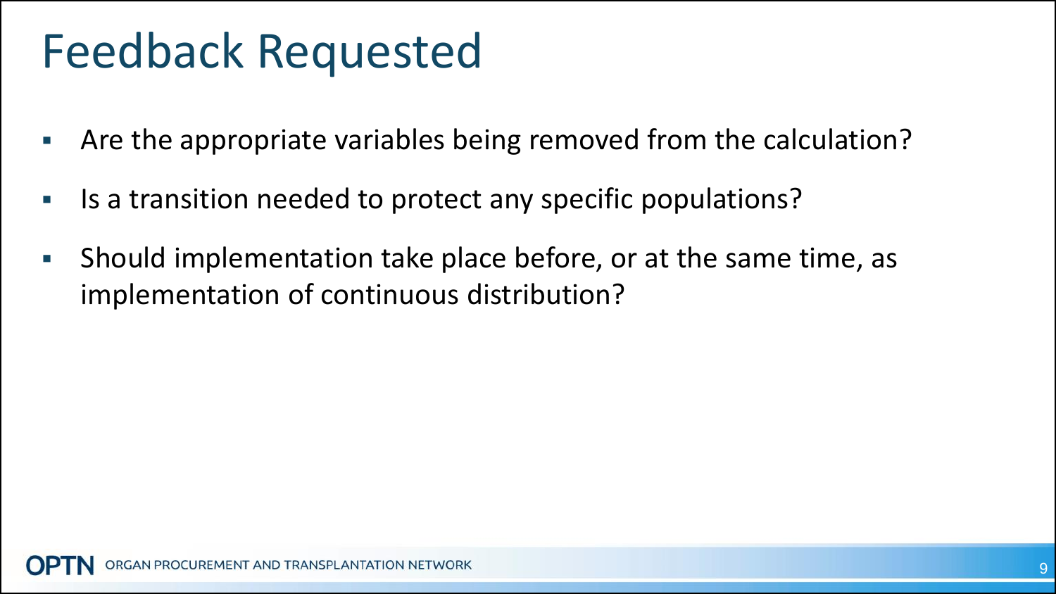# Feedback Requested

- Are the appropriate variables being removed from the calculation?
- Is a transition needed to protect any specific populations?
- Should implementation take place before, or at the same time, as implementation of continuous distribution?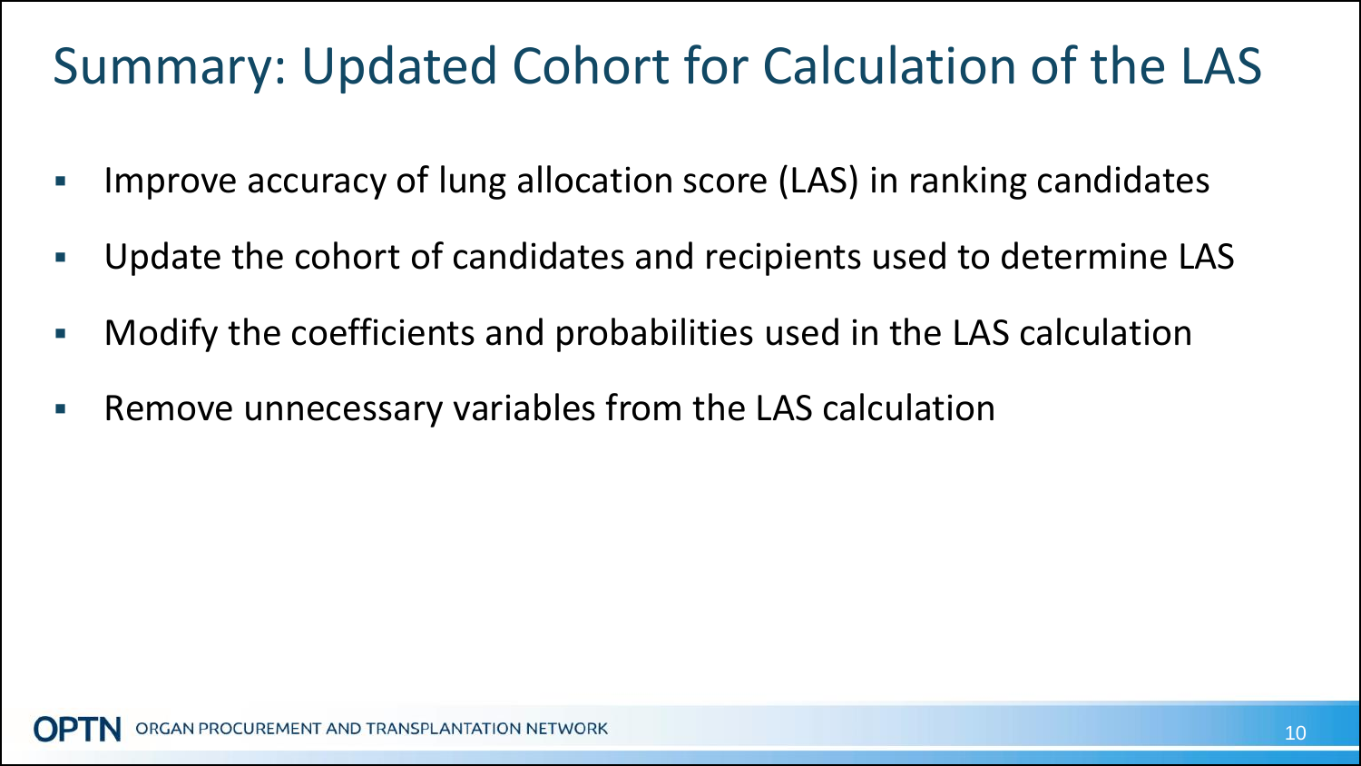# Summary: Updated Cohort for Calculation of the LAS

- Improve accuracy of lung allocation score (LAS) in ranking candidates
- Update the cohort of candidates and recipients used to determine LAS
- Modify the coefficients and probabilities used in the LAS calculation
- Remove unnecessary variables from the LAS calculation